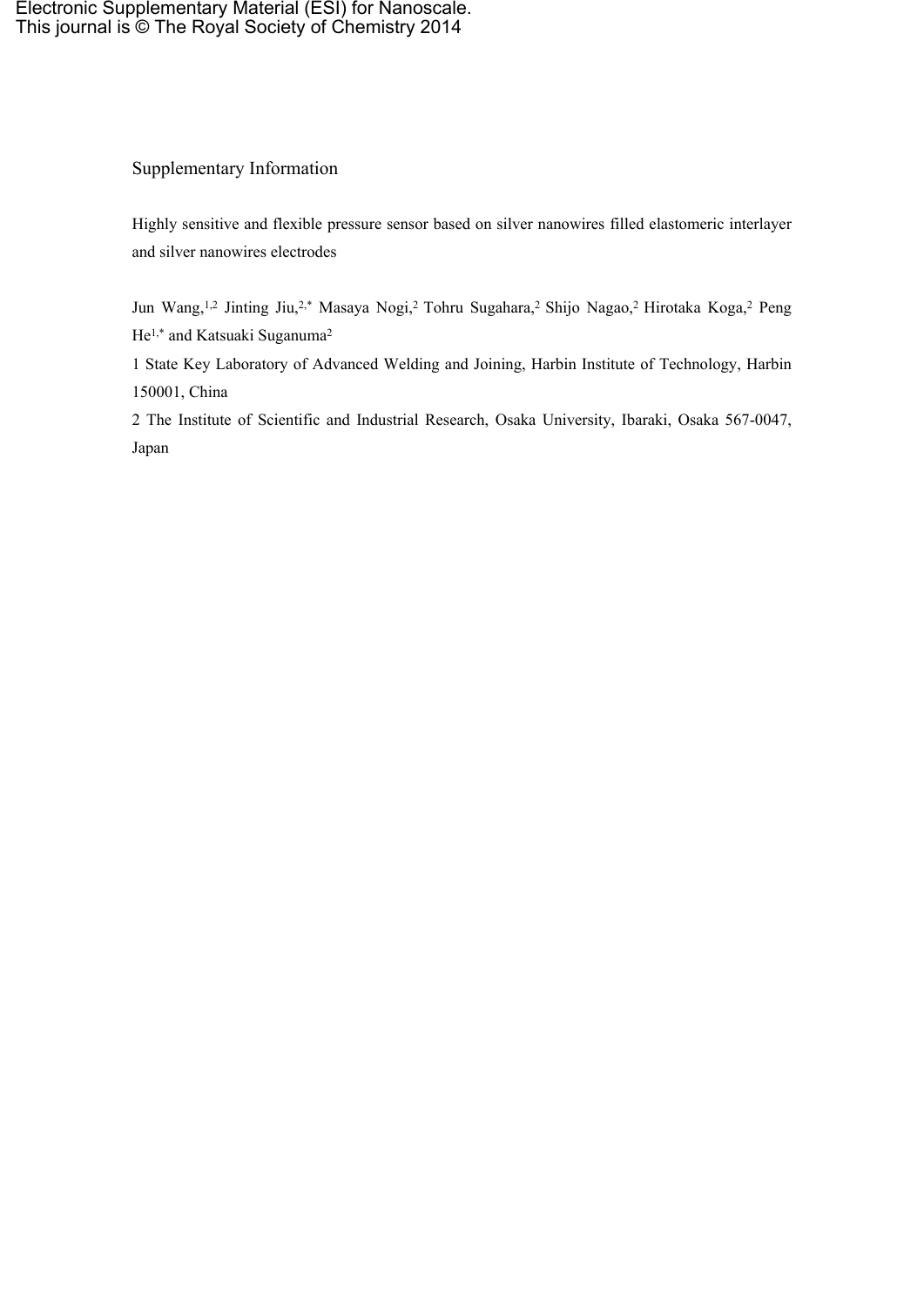Electronic Supplementary Material (ESI) for Nanoscale.
This journal is © The Royal Society of Chemistry 2014

# Supplementary Information

## Highly sensitive and flexible pressure sensor based on silver nanowires filled elastomeric interlayer and silver nanowires electrodes

Jun Wang,[1,2] Jinting Jiu,[2,*] Masaya Nogi,[2] Tohru Sugahara,[2] Shijo Nagao,[2] Hirotaka Koga,[2] Peng He[1,*] and Katsuaki Suganuma[2]

1 State Key Laboratory of Advanced Welding and Joining, Harbin Institute of Technology, Harbin 150001, China

2 The Institute of Scientific and Industrial Research, Osaka University, Ibaraki, Osaka 567-0047, Japan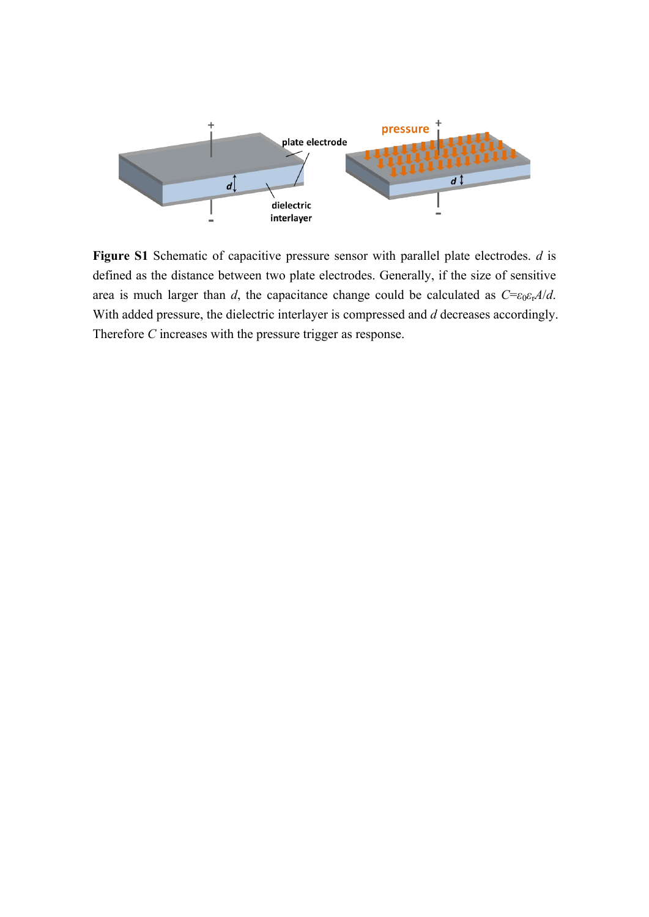**Figure S1** Schematic of capacitive pressure sensor with parallel plate electrodes. $d$ is defined as the distance between two plate electrodes. Generally, if the size of sensitive area is much larger than $d$, the capacitance change could be calculated as $C=\varepsilon_0\varepsilon_r A/d$. With added pressure, the dielectric interlayer is compressed and $d$ decreases accordingly. Therefore $C$ increases with the pressure trigger as response.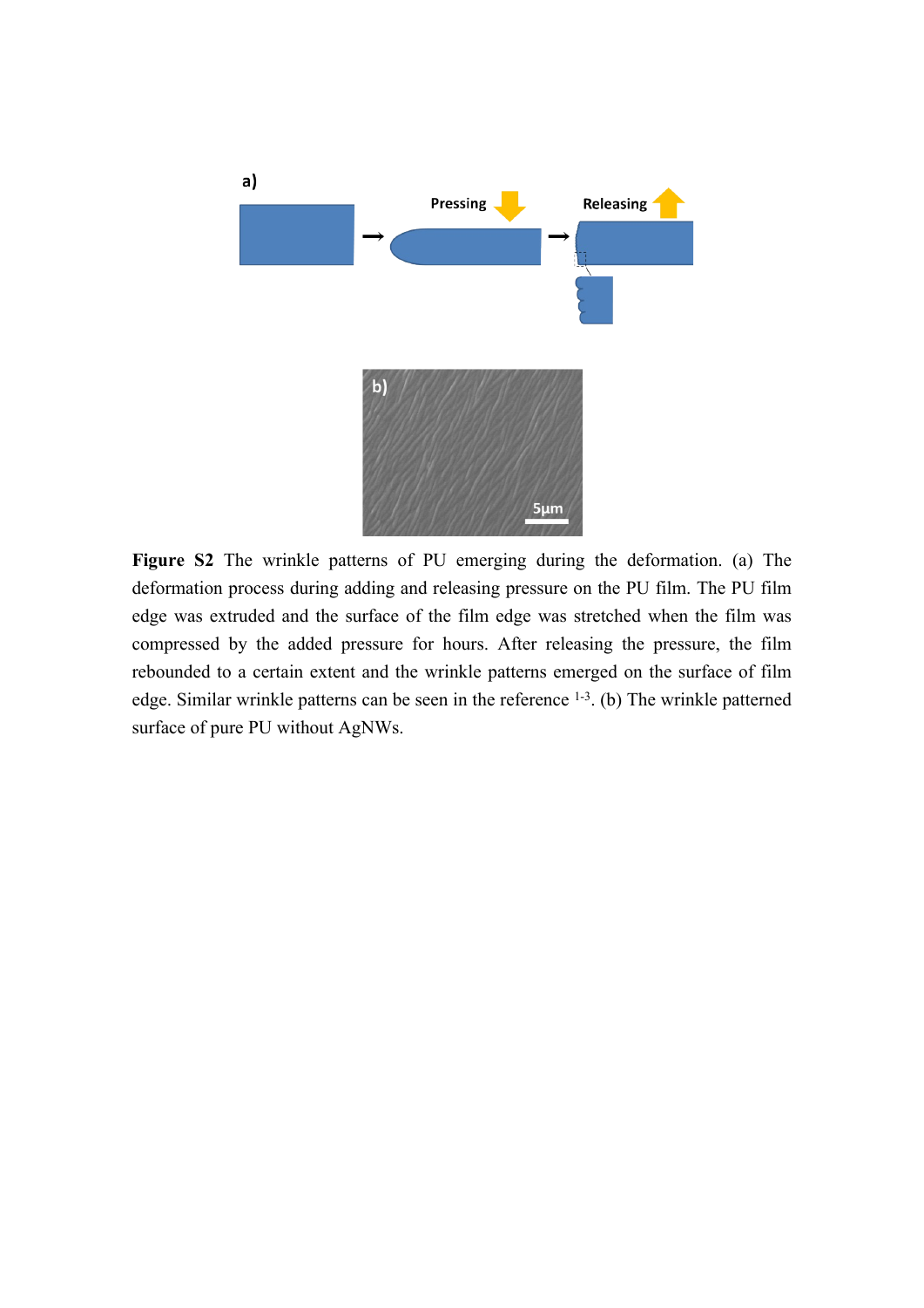**Figure S2** The wrinkle patterns of PU emerging during the deformation. (a) The deformation process during adding and releasing pressure on the PU film. The PU film edge was extruded and the surface of the film edge was stretched when the film was compressed by the added pressure for hours. After releasing the pressure, the film rebounded to a certain extent and the wrinkle patterns emerged on the surface of film edge. Similar wrinkle patterns can be seen in the reference [1-3]. (b) The wrinkle patterned surface of pure PU without AgNWs.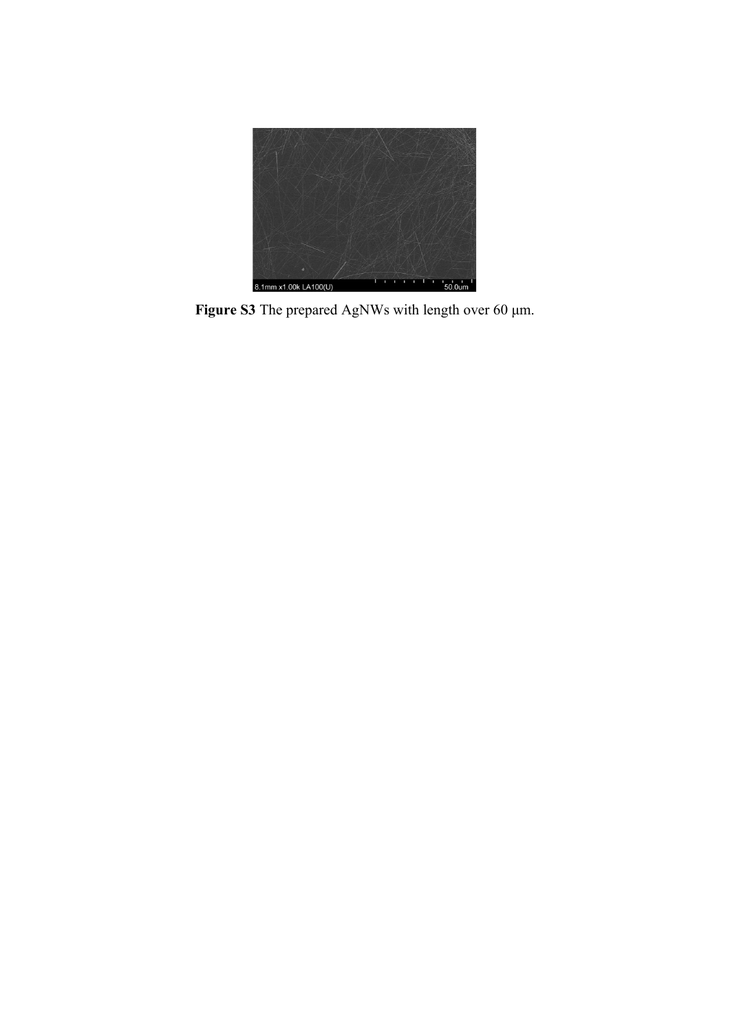**Figure S3** The prepared AgNWs with length over 60 μm.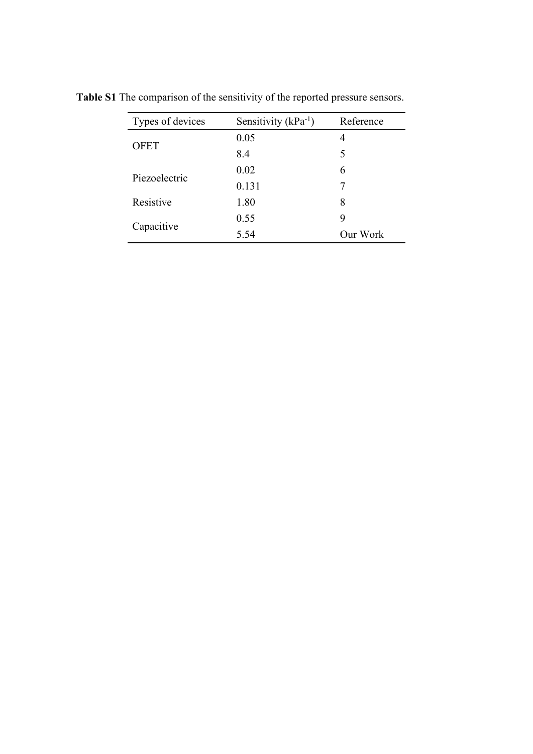**Table S1** The comparison of the sensitivity of the reported pressure sensors.

| Types of devices | Sensitivity ($kPa^{-1}$) | Reference |
|---|---|---|
| OFET | 0.05 | 4 |
| | 8.4 | 5 |
| Piezoelectric | 0.02 | 6 |
| | 0.131 | 7 |
| Resistive | 1.80 | 8 |
| Capacitive | 0.55 | 9 |
| | 5.54 | Our Work |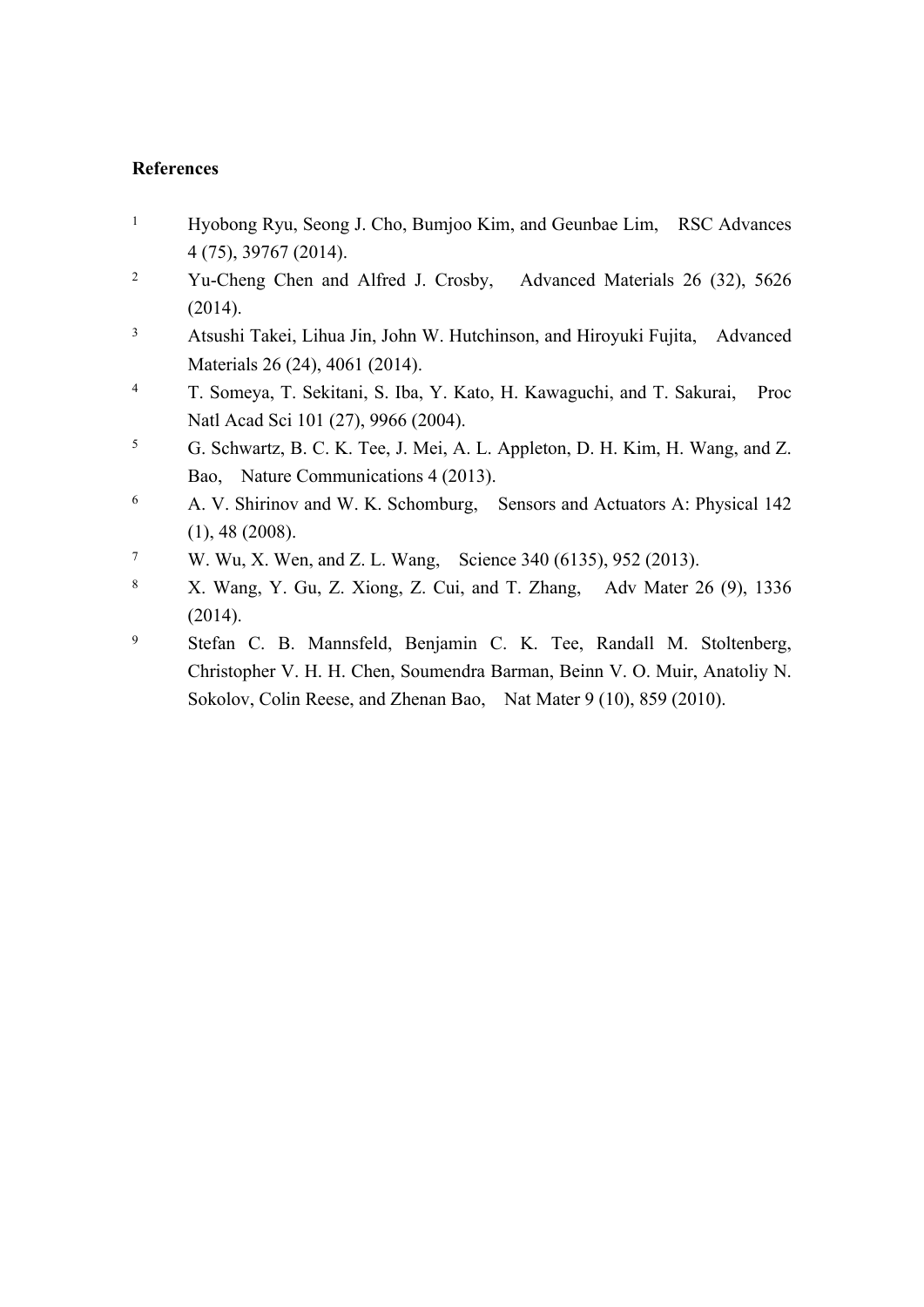**References**

1. Hyobong Ryu, Seong J. Cho, Bumjoo Kim, and Geunbae Lim, RSC Advances 4 (75), 39767 (2014).
2. Yu-Cheng Chen and Alfred J. Crosby, Advanced Materials 26 (32), 5626 (2014).
3. Atsushi Takei, Lihua Jin, John W. Hutchinson, and Hiroyuki Fujita, Advanced Materials 26 (24), 4061 (2014).
4. T. Someya, T. Sekitani, S. Iba, Y. Kato, H. Kawaguchi, and T. Sakurai, Proc Natl Acad Sci 101 (27), 9966 (2004).
5. G. Schwartz, B. C. K. Tee, J. Mei, A. L. Appleton, D. H. Kim, H. Wang, and Z. Bao, Nature Communications 4 (2013).
6. A. V. Shirinov and W. K. Schomburg, Sensors and Actuators A: Physical 142 (1), 48 (2008).
7. W. Wu, X. Wen, and Z. L. Wang, Science 340 (6135), 952 (2013).
8. X. Wang, Y. Gu, Z. Xiong, Z. Cui, and T. Zhang, Adv Mater 26 (9), 1336 (2014).
9. Stefan C. B. Mannsfeld, Benjamin C. K. Tee, Randall M. Stoltenberg, Christopher V. H. H. Chen, Soumendra Barman, Beinn V. O. Muir, Anatoliy N. Sokolov, Colin Reese, and Zhenan Bao, Nat Mater 9 (10), 859 (2010).